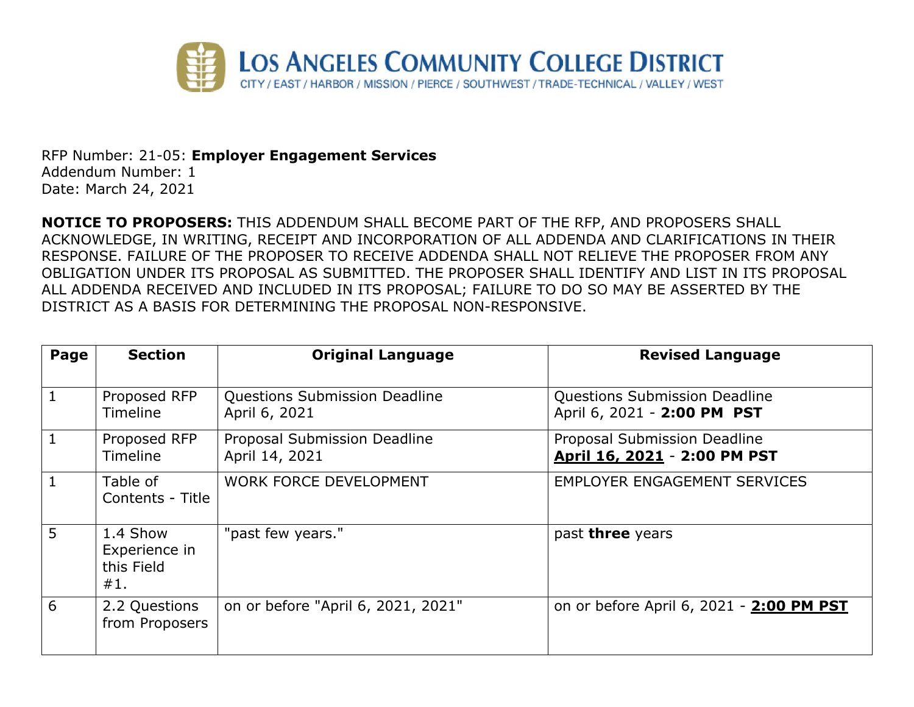# LOS ANGELES COMMUNITY COLLEGE DISTRICT

CITY / EAST / HARBOR / MISSION / PIERCE / SOUTHWEST / TRADE-TECHNICAL / VALLEY / WEST

RFP Number: 21-05: **Employer Engagement Services**
Addendum Number: 1
Date: March 24, 2021

**NOTICE TO PROPOSERS:** THIS ADDENDUM SHALL BECOME PART OF THE RFP, AND PROPOSERS SHALL ACKNOWLEDGE, IN WRITING, RECEIPT AND INCORPORATION OF ALL ADDENDA AND CLARIFICATIONS IN THEIR RESPONSE. FAILURE OF THE PROPOSER TO RECEIVE ADDENDA SHALL NOT RELIEVE THE PROPOSER FROM ANY OBLIGATION UNDER ITS PROPOSAL AS SUBMITTED. THE PROPOSER SHALL IDENTIFY AND LIST IN ITS PROPOSAL ALL ADDENDA RECEIVED AND INCLUDED IN ITS PROPOSAL; FAILURE TO DO SO MAY BE ASSERTED BY THE DISTRICT AS A BASIS FOR DETERMINING THE PROPOSAL NON-RESPONSIVE.

| Page | Section | Original Language | Revised Language |
|---|---|---|---|
| 1 | Proposed RFP Timeline | Questions Submission Deadline April 6, 2021 | Questions Submission Deadline April 6, 2021 - **2:00 PM PST** |
| 1 | Proposed RFP Timeline | Proposal Submission Deadline April 14, 2021 | Proposal Submission Deadline **April 16, 2021** - **2:00 PM PST** |
| 1 | Table of Contents - Title | WORK FORCE DEVELOPMENT | EMPLOYER ENGAGEMENT SERVICES |
| 5 | 1.4 Show Experience in this Field #1. | "past few years." | past **three** years |
| 6 | 2.2 Questions from Proposers | on or before "April 6, 2021, 2021" | on or before April 6, 2021 - **2:00 PM PST** |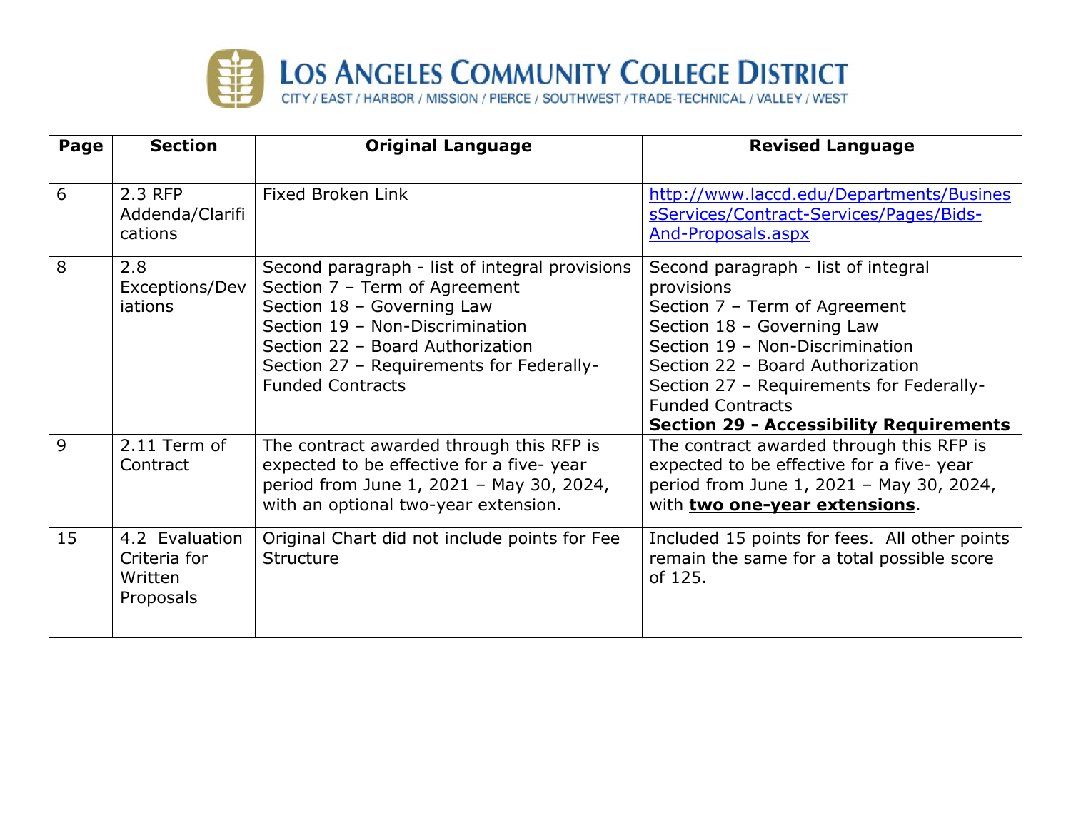| Page | Section | Original Language | Revised Language |
|---|---|---|---|
| 6 | 2.3 RFP Addenda/Clarifications | Fixed Broken Link | http://www.laccd.edu/Departments/BusinessServices/Contract-Services/Pages/Bids-And-Proposals.aspx |
| 8 | 2.8 Exceptions/Deviations | Second paragraph - list of integral provisions<br>Section 7 – Term of Agreement<br>Section 18 – Governing Law<br>Section 19 – Non-Discrimination<br>Section 22 – Board Authorization<br>Section 27 – Requirements for Federally-Funded Contracts | Second paragraph - list of integral provisions<br>Section 7 – Term of Agreement<br>Section 18 – Governing Law<br>Section 19 – Non-Discrimination<br>Section 22 – Board Authorization<br>Section 27 – Requirements for Federally-Funded Contracts<br>**Section 29 - Accessibility Requirements** |
| 9 | 2.11 Term of Contract | The contract awarded through this RFP is expected to be effective for a five- year period from June 1, 2021 – May 30, 2024, with an optional two-year extension. | The contract awarded through this RFP is expected to be effective for a five- year period from June 1, 2021 – May 30, 2024, with **two one-year extensions**. |
| 15 | 4.2 Evaluation Criteria for Written Proposals | Original Chart did not include points for Fee Structure | Included 15 points for fees. All other points remain the same for a total possible score of 125. |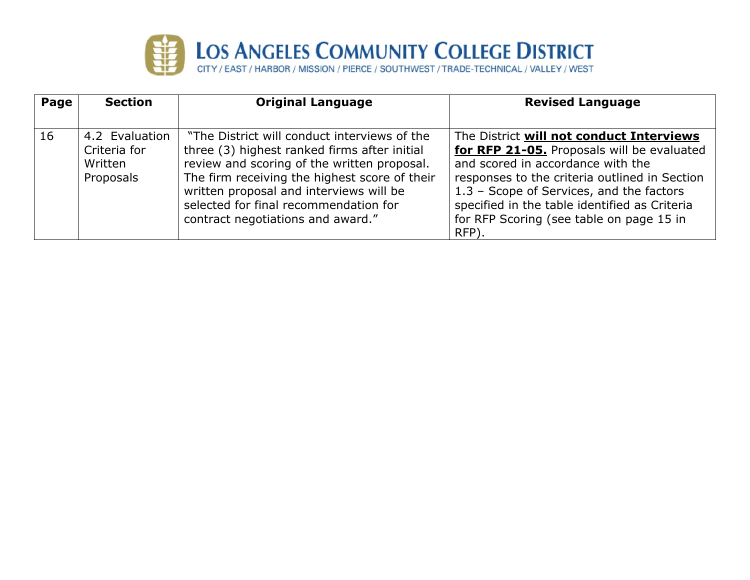| Page | Section | Original Language | Revised Language |
|---|---|---|---|
| 16 | 4.2 Evaluation Criteria for Written Proposals | "The District will conduct interviews of the three (3) highest ranked firms after initial review and scoring of the written proposal. The firm receiving the highest score of their written proposal and interviews will be selected for final recommendation for contract negotiations and award." | The District **will not conduct Interviews for RFP 21-05.** Proposals will be evaluated and scored in accordance with the responses to the criteria outlined in Section 1.3 – Scope of Services, and the factors specified in the table identified as Criteria for RFP Scoring (see table on page 15 in RFP). |